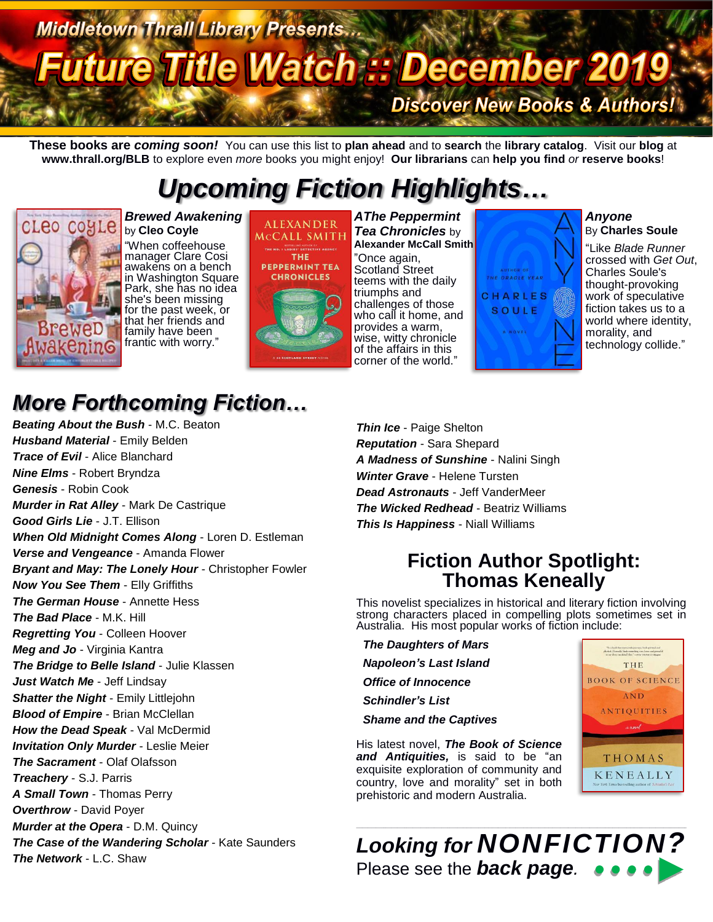Middletown Thrall Library Presents…

# Future Title Watch :: December 2019

Discover New Books & Authors!

**These books are *coming soon!*** You can use this list to **plan ahead** and to **search** the **library catalog**. Visit our **blog** at **www.thrall.org/BLB** to explore even *more* books you might enjoy! **Our librarians** can **help you find** *or* **reserve books**!

## Upcoming Fiction Highlights…

***Brewed Awakening*** by **Cleo Coyle**

"When coffeehouse manager Clare Cosi awakens on a bench in Washington Square Park, she has no idea she's been missing for the past week, or that her friends and family have been frantic with worry."

***AThe Peppermint Tea Chronicles*** by **Alexander McCall Smith**

"Once again, Scotland Street teems with the daily triumphs and challenges of those who call it home, and provides a warm, wise, witty chronicle of the affairs in this corner of the world."

***Anyone*** By **Charles Soule**

"Like *Blade Runner* crossed with *Get Out*, Charles Soule's thought-provoking work of speculative fiction takes us to a world where identity, morality, and technology collide."

## More Forthcoming Fiction…

- ***Beating About the Bush*** - M.C. Beaton
- ***Husband Material*** - Emily Belden
- ***Trace of Evil*** - Alice Blanchard
- ***Nine Elms*** - Robert Bryndza
- ***Genesis*** - Robin Cook
- ***Murder in Rat Alley*** - Mark De Castrique
- ***Good Girls Lie*** - J.T. Ellison
- ***When Old Midnight Comes Along*** - Loren D. Estleman
- ***Verse and Vengeance*** - Amanda Flower
- ***Bryant and May: The Lonely Hour*** - Christopher Fowler
- ***Now You See Them*** - Elly Griffiths
- ***The German House*** - Annette Hess
- ***The Bad Place*** - M.K. Hill
- ***Regretting You*** - Colleen Hoover
- ***Meg and Jo*** - Virginia Kantra
- ***The Bridge to Belle Island*** - Julie Klassen
- ***Just Watch Me*** - Jeff Lindsay
- ***Shatter the Night*** - Emily Littlejohn
- ***Blood of Empire*** - Brian McClellan
- ***How the Dead Speak*** - Val McDermid
- ***Invitation Only Murder*** - Leslie Meier
- ***The Sacrament*** - Olaf Olafsson
- ***Treachery*** - S.J. Parris
- ***A Small Town*** - Thomas Perry
- ***Overthrow*** - David Poyer
- ***Murder at the Opera*** - D.M. Quincy
- ***The Case of the Wandering Scholar*** - Kate Saunders
- ***The Network*** - L.C. Shaw
- ***Thin Ice*** - Paige Shelton
- ***Reputation*** - Sara Shepard
- ***A Madness of Sunshine*** - Nalini Singh
- ***Winter Grave*** - Helene Tursten
- ***Dead Astronauts*** - Jeff VanderMeer
- ***The Wicked Redhead*** - Beatriz Williams
- ***This Is Happiness*** - Niall Williams

## Fiction Author Spotlight: Thomas Keneally

This novelist specializes in historical and literary fiction involving strong characters placed in compelling plots sometimes set in Australia. His most popular works of fiction include:

- ***The Daughters of Mars***
- ***Napoleon's Last Island***
- ***Office of Innocence***
- ***Schindler's List***
- ***Shame and the Captives***

His latest novel, ***The Book of Science and Antiquities,*** is said to be "an exquisite exploration of community and country, love and morality" set in both prehistoric and modern Australia.

### Looking for *NONFICTION?*

Please see the ***back page***.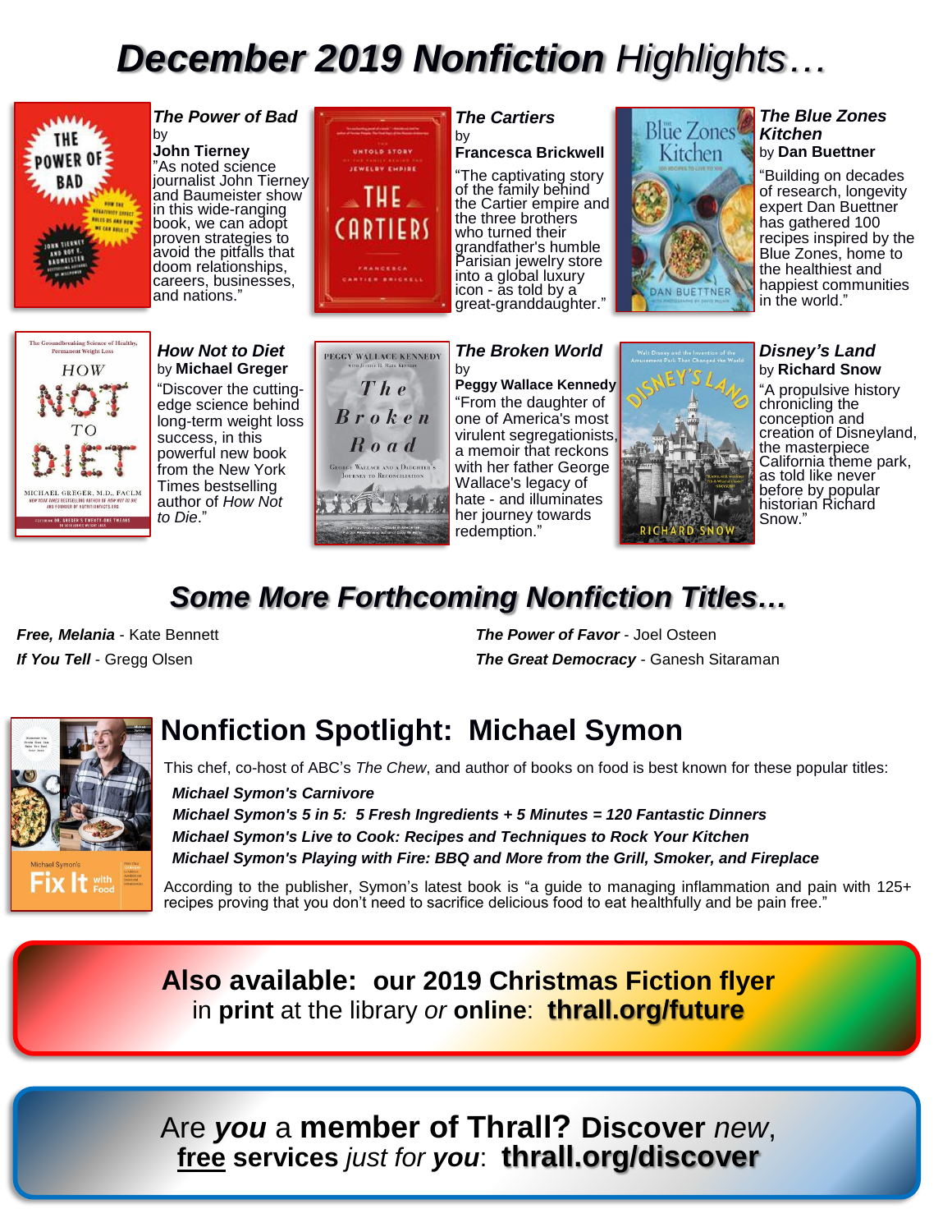# ***December 2019 Nonfiction** Highlights…*

### *The Power of Bad*

by
**John Tierney**

"As noted science journalist John Tierney and Baumeister show in this wide-ranging book, we can adopt proven strategies to avoid the pitfalls that doom relationships, careers, businesses, and nations."

### *The Cartiers*

by
**Francesca Brickwell**

"The captivating story of the family behind the Cartier empire and the three brothers who turned their grandfather's humble Parisian jewelry store into a global luxury icon - as told by a great-granddaughter."

### *The Blue Zones Kitchen*

by **Dan Buettner**

"Building on decades of research, longevity expert Dan Buettner has gathered 100 recipes inspired by the Blue Zones, home to the healthiest and happiest communities in the world."

### *How Not to Diet*

by **Michael Greger**

"Discover the cutting-edge science behind long-term weight loss success, in this powerful new book from the New York Times bestselling author of *How Not to Die*."

### *The Broken World*

by
**Peggy Wallace Kennedy**

"From the daughter of one of America's most virulent segregationists, a memoir that reckons with her father George Wallace's legacy of hate - and illuminates her journey towards redemption."

### *Disney's Land*

by **Richard Snow**

"A propulsive history chronicling the conception and creation of Disneyland, the masterpiece California theme park, as told like never before by popular historian Richard Snow."

## ***Some More Forthcoming Nonfiction Titles…***

***Free, Melania*** - Kate Bennett

***If You Tell*** - Gregg Olsen

***The Power of Favor*** - Joel Osteen

***The Great Democracy*** - Ganesh Sitaraman

## Nonfiction Spotlight: Michael Symon

This chef, co-host of ABC's *The Chew*, and author of books on food is best known for these popular titles:

***Michael Symon's Carnivore***
***Michael Symon's 5 in 5: 5 Fresh Ingredients + 5 Minutes = 120 Fantastic Dinners***
***Michael Symon's Live to Cook: Recipes and Techniques to Rock Your Kitchen***
***Michael Symon's Playing with Fire: BBQ and More from the Grill, Smoker, and Fireplace***

According to the publisher, Symon's latest book is "a guide to managing inflammation and pain with 125+ recipes proving that you don't need to sacrifice delicious food to eat healthfully and be pain free."

**Also available: our 2019 Christmas Fiction flyer**
in **print** at the library *or* **online**: **thrall.org/future**

Are ***you*** a **member of Thrall? Discover** *new*, **free services** *just for* ***you***: **thrall.org/discover**